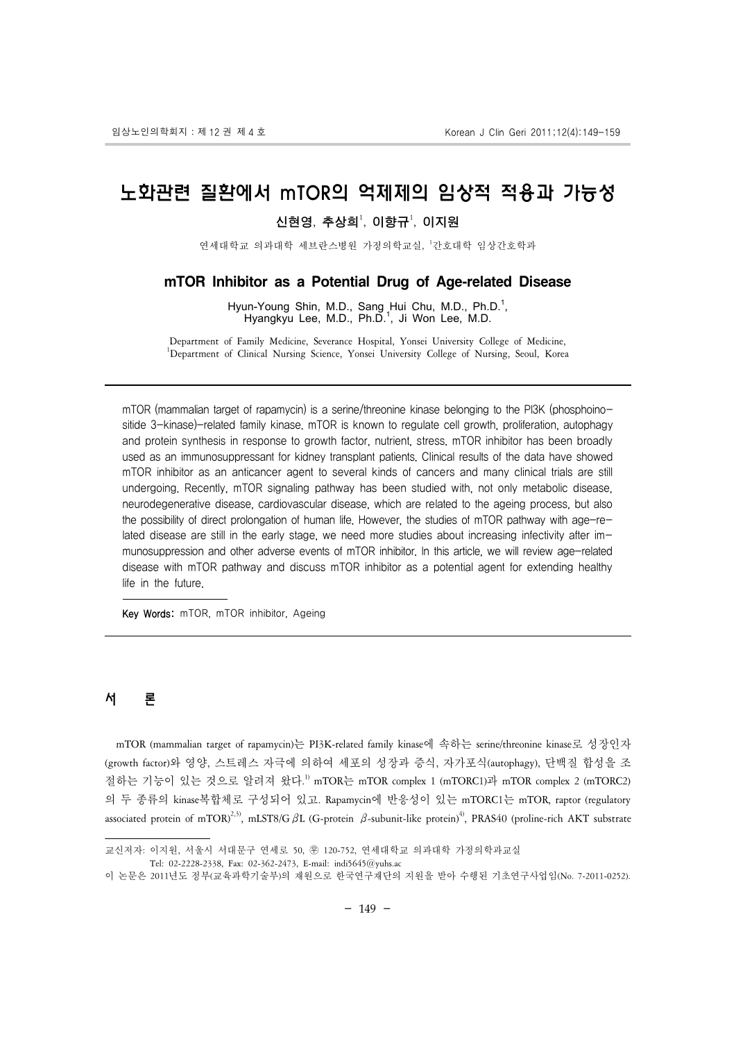# 노화관련 질환에서 mTOR의 억제제의 임상적 적용과 가능성

**신현영, 추상희[1], 이향규[1], 이지원**

연세대학교 의과대학 세브란스병원 가정의학교실, [1]간호대학 임상간호학과

## mTOR Inhibitor as a Potential Drug of Age-related Disease

Hyun-Young Shin, M.D., Sang Hui Chu, M.D., Ph.D.[1], Hyangkyu Lee, M.D., Ph.D.[1], Ji Won Lee, M.D.

Department of Family Medicine, Severance Hospital, Yonsei University College of Medicine, [1]Department of Clinical Nursing Science, Yonsei University College of Nursing, Seoul, Korea

mTOR (mammalian target of rapamycin) is a serine/threonine kinase belonging to the PI3K (phosphoinositide 3-kinase)-related family kinase. mTOR is known to regulate cell growth, proliferation, autophagy and protein synthesis in response to growth factor, nutrient, stress. mTOR inhibitor has been broadly used as an immunosuppressant for kidney transplant patients. Clinical results of the data have showed mTOR inhibitor as an anticancer agent to several kinds of cancers and many clinical trials are still undergoing. Recently, mTOR signaling pathway has been studied with, not only metabolic disease, neurodegenerative disease, cardiovascular disease, which are related to the ageing process, but also the possibility of direct prolongation of human life. However, the studies of mTOR pathway with age-related disease are still in the early stage, we need more studies about increasing infectivity after immunosuppression and other adverse events of mTOR inhibitor. In this article, we will review age-related disease with mTOR pathway and discuss mTOR inhibitor as a potential agent for extending healthy life in the future.

**Key Words:** mTOR, mTOR inhibitor, Ageing

## 서 론

mTOR (mammalian target of rapamycin)는 PI3K-related family kinase에 속하는 serine/threonine kinase로 성장인자(growth factor)와 영양, 스트레스 자극에 의하여 세포의 성장과 증식, 자가포식(autophagy), 단백질 합성을 조절하는 기능이 있는 것으로 알려져 왔다.[1] mTOR는 mTOR complex 1 (mTORC1)과 mTOR complex 2 (mTORC2)의 두 종류의 kinase복합체로 구성되어 있고. Rapamycin에 반응성이 있는 mTORC1는 mTOR, raptor (regulatory associated protein of mTOR)[2,3], mLST8/G$\beta$L (G-protein $\beta$-subunit-like protein)[4], PRAS40 (proline-rich AKT substrate

---

교신저자: 이지원, 서울시 서대문구 연세로 50, �septembre 120-752, 연세대학교 의과대학 가정의학과교실
Tel: 02-2228-2338, Fax: 02-362-2473, E-mail: indi5645@yuhs.ac

이 논문은 2011년도 정부(교육과학기술부)의 재원으로 한국연구재단의 지원을 받아 수행된 기초연구사업임(No. 7-2011-0252).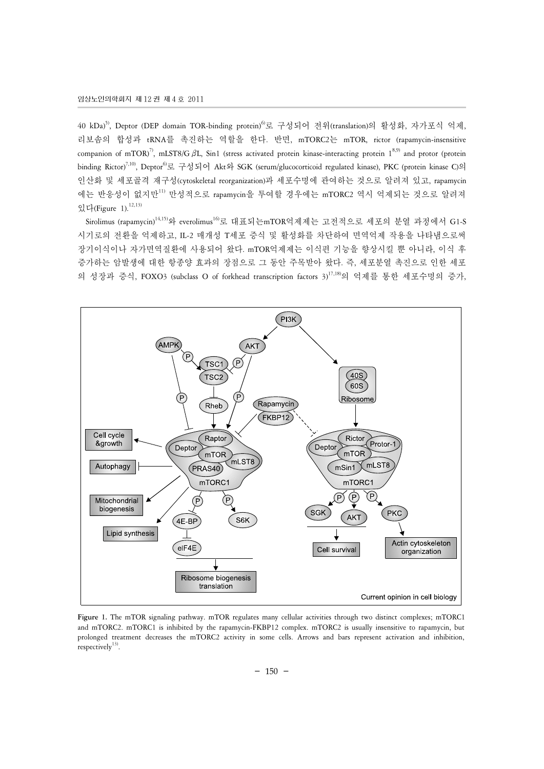40 kDa)[5], Deptor (DEP domain TOR-binding protein)[6]로 구성되어 전위(translation)의 활성화, 자가포식 억제, 리보솜의 합성과 tRNA를 촉진하는 역할을 한다. 반면, mTORC2는 mTOR, rictor (rapamycin-insensitive companion of mTOR)[7], mLST8/G $\beta$L, Sin1 (stress activated protein kinase-interacting protein 1[8,9]) and protor (protein binding Rictor)[7,10], Deptor[6]로 구성되어 Akt와 SGK (serum/glucocorticoid regulated kinase), PKC (protein kinase C)의 인산화 및 세포골격 재구성(cytoskeletal reorganization)과 세포수명에 관여하는 것으로 알려져 있고, rapamycin에는 반응성이 없지만[11] 만성적으로 rapamycin을 투여할 경우에는 mTORC2 역시 억제되는 것으로 알려져 있다(Figure 1).[12,13)]

Sirolimus (rapamycin)[14,15]와 everolimus[16]로 대표되는mTOR억제제는 고전적으로 세포의 분열 과정에서 G1-S 시기로의 전환을 억제하고, IL-2 매개성 T세포 증식 및 활성화를 차단하여 면역억제 작용을 나타냄으로써 장기이식이나 자가면역질환에 사용되어 왔다. mTOR억제제는 이식편 기능을 향상시킬 뿐 아니라, 이식 후 증가하는 암발생에 대한 항종양 효과의 장점으로 그 동안 주목받아 왔다. 즉, 세포분열 촉진으로 인한 세포의 성장과 증식, FOXO3 (subclass O of forkhead transcription factors 3)[17,18]의 억제를 통한 세포수명의 증가,

Figure 1. The mTOR signaling pathway. mTOR regulates many cellular activities through two distinct complexes; mTORC1 and mTORC2. mTORC1 is inhibited by the rapamycin-FKBP12 complex. mTORC2 is usually insensitive to rapamycin, but prolonged treatment decreases the mTORC2 activity in some cells. Arrows and bars represent activation and inhibition, respectively[13].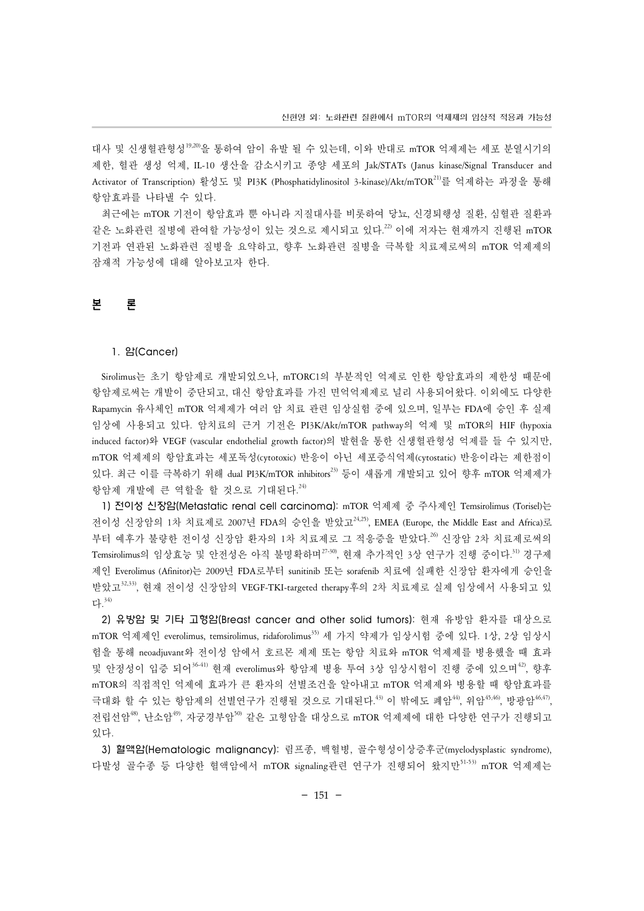대사 및 신생혈관형성[19,20]을 통하여 암이 유발 될 수 있는데, 이와 반대로 mTOR 억제제는 세포 분열시기의 제한, 혈관 생성 억제, IL-10 생산을 감소시키고 종양 세포의 Jak/STATs (Janus kinase/Signal Transducer and Activator of Transcription) 활성도 및 PI3K (Phosphatidylinositol 3-kinase)/Akt/mTOR[21]를 억제하는 과정을 통해 항암효과를 나타낼 수 있다.

최근에는 mTOR 기전이 항암효과 뿐 아니라 지질대사를 비롯하여 당뇨, 신경퇴행성 질환, 심혈관 질환과 같은 노화관련 질병에 관여할 가능성이 있는 것으로 제시되고 있다.[22] 이에 저자는 현재까지 진행된 mTOR 기전과 연관된 노화관련 질병을 요약하고, 향후 노화관련 질병을 극복할 치료제로써의 mTOR 억제제의 잠재적 가능성에 대해 알아보고자 한다.

## 본 론

### 1. 암(Cancer)

Sirolimus는 초기 항암제로 개발되었으나, mTORC1의 부분적인 억제로 인한 항암효과의 제한성 때문에 항암제로써는 개발이 중단되고, 대신 항암효과를 가진 면역억제제로 널리 사용되어왔다. 이외에도 다양한 Rapamycin 유사체인 mTOR 억제제가 여러 암 치료 관련 임상실험 중에 있으며, 일부는 FDA에 승인 후 실제 임상에 사용되고 있다. 암치료의 근거 기전은 PI3K/Akt/mTOR pathway의 억제 및 mTOR의 HIF (hypoxia induced factor)와 VEGF (vascular endothelial growth factor)의 발현을 통한 신생혈관형성 억제를 들 수 있지만, mTOR 억제제의 항암효과는 세포독성(cytotoxic) 반응이 아닌 세포증식억제(cytostatic) 반응이라는 제한점이 있다. 최근 이를 극복하기 위해 dual PI3K/mTOR inhibitors[23] 등이 새롭게 개발되고 있어 향후 mTOR 억제제가 항암제 개발에 큰 역할을 할 것으로 기대된다.[24]

**1) 전이성 신장암(Metastatic renal cell carcinoma)**: mTOR 억제제 중 주사제인 Temsirolimus (Torisel)는 전이성 신장암의 1차 치료제로 2007년 FDA의 승인을 받았고[24,25], EMEA (Europe, the Middle East and Africa)로부터 예후가 불량한 전이성 신장암 환자의 1차 치료제로 그 적응증을 받았다.[26] 신장암 2차 치료제로써의 Temsirolimus의 임상효능 및 안전성은 아직 불명확하며[27-30], 현재 추가적인 3상 연구가 진행 중이다.[31] 경구제제인 Everolimus (Afinitor)는 2009년 FDA로부터 sunitinib 또는 sorafenib 치료에 실패한 신장암 환자에게 승인을 받았고[32,33], 현재 전이성 신장암의 VEGF-TKI-targeted therapy후의 2차 치료제로 실제 임상에서 사용되고 있다.[34]

**2) 유방암 및 기타 고형암(Breast cancer and other solid tumors)**: 현재 유방암 환자를 대상으로 mTOR 억제제인 everolimus, temsirolimus, ridaforolimus[35] 세 가지 약제가 임상시험 중에 있다. 1상, 2상 임상시험을 통해 neoadjuvant와 전이성 암에서 호르몬 제제 또는 항암 치료와 mTOR 억제제를 병용했을 때 효과 및 안정성이 입증 되어[36-41] 현재 everolimus와 항암제 병용 투여 3상 임상시험이 진행 중에 있으며[42], 향후 mTOR의 직접적인 억제에 효과가 큰 환자의 선별조건을 알아내고 mTOR 억제제와 병용할 때 항암효과를 극대화 할 수 있는 항암제의 선별연구가 진행될 것으로 기대된다.[43] 이 밖에도 폐암[44], 위암[45,46], 방광암[46,47], 전립선암[48], 난소암[49], 자궁경부암[50] 같은 고형암을 대상으로 mTOR 억제제에 대한 다양한 연구가 진행되고 있다.

**3) 혈액암(Hematologic malignancy)**: 림프종, 백혈병, 골수형성이상증후군(myelodysplastic syndrome), 다발성 골수종 등 다양한 혈액암에서 mTOR signaling관련 연구가 진행되어 왔지만[51-53] mTOR 억제제는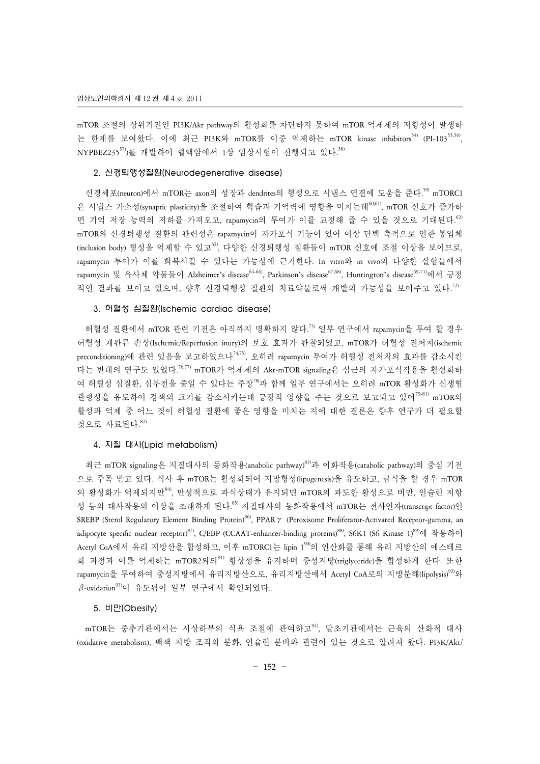mTOR 조절의 상위기전인 PI3K/Akt pathway의 활성화를 차단하지 못하여 mTOR 억제제의 저항성이 발생하는 한계를 보여왔다. 이에 최근 PI3K와 mTOR를 이중 억제하는 mTOR kinase inhibitors[54] (PI-103[55,56], NYPBEZ235[57])를 개발하여 혈액암에서 1상 임상시험이 진행되고 있다.[58]

### 2. 신경퇴행성질환(Neurodegenerative disease)

신경세포(neuron)에서 mTOR는 axon의 성장과 dendrites의 형성으로 시냅스 연결에 도움을 준다.[59] mTORC1은 시냅스 가소성(synaptic plasticity)을 조절하여 학습과 기억력에 영향을 미치는데[60,61], mTOR 신호가 증가하면 기억 저장 능력의 저하를 가져오고, rapamycin의 투여가 이를 교정해 줄 수 있을 것으로 기대된다.[62] mTOR와 신경퇴행성 질환의 관련성은 rapamycin이 자가포식 기능이 있어 이상 단백 축적으로 인한 봉입체(inclusion body) 형성을 억제할 수 있고[63], 다양한 신경퇴행성 질환들이 mTOR 신호에 조절 이상을 보이므로, rapamycin 투여가 이를 회복시킬 수 있다는 가능성에 근거한다. In vitro와 in vivo의 다양한 실험들에서 rapamycin 및 유사체 약물들이 Alzheimer's disease[64-66], Parkinson's disease[67,68], Huntington's disease[69-71]에서 긍정적인 결과를 보이고 있으며, 향후 신경퇴행성 질환의 치료약물로써 개발의 가능성을 보여주고 있다.[72]

### 3. 허혈성 심질환(Ischemic cardiac disease)

허혈성 질환에서 mTOR 관련 기전은 아직까지 명확하지 않다.[73] 일부 연구에서 rapamycin을 투여 할 경우 허혈성 재관류 손상(Ischemic/Reperfusion inury)의 보호 효과가 관찰되었고, mTOR가 허혈성 전처치(ischemic preconditioning)에 관련 있음을 보고하였으나[74,75], 오히려 rapamycin 투여가 허혈성 전처치의 효과를 감소시킨다는 반대의 연구도 있었다.[76,77] mTOR가 억제제의 Akt-mTOR signaling은 심근의 자가포식작용을 활성화하여 허혈성 심질환, 심부전을 줄일 수 있다는 주장[78]과 함께 일부 연구에서는 오히려 mTOR 활성화가 신생혈관형성을 유도하여 경색의 크기를 감소시키는데 긍정적 영향을 주는 것으로 보고되고 있어[79-81] mTOR의 활성과 억제 중 어느 것이 허혈성 질환에 좋은 영향을 미치는 지에 대한 결론은 향후 연구가 더 필요할 것으로 사료된다.[82]

### 4. 지질 대사(Lipid metabolism)

최근 mTOR signaling은 지질대사의 동화작용(anabolic pathway)[83]과 이화작용(catabolic pathway)의 중심 기전으로 주목 받고 있다. 식사 후 mTOR는 활성화되어 지방형성(lipogenesis)을 유도하고, 금식을 할 경우 mTOR의 활성화가 억제되지만[84], 만성적으로 과식상태가 유지되면 mTOR의 과도한 활성으로 비만, 인슐린 저항성 등의 대사작용의 이상을 초래하게 된다.[85] 지질대사의 동화작용에서 mTOR는 전사인자(transcript factor)인 SREBP (Sterol Regulatory Element Binding Protein)[86], PPAR$\gamma$ (Peroxisome Proliferator-Activated Receptor-gamma, an adipocyte specific nuclear receptor)[87], C/EBP (CCAAT-enhancer-binding proteins)[88], S6K1 (S6 Kinase 1)[89]에 작용하여 Acetyl CoA에서 유리 지방산을 합성하고, 이후 mTORC1는 lipin 1[90]의 인산화를 통해 유리 지방산의 에스테르화 과정과 이를 억제하는 mTOR2와의[91] 항상성을 유지하며 중성지방(triglyceride)을 합성하게 한다. 또한 rapamycin을 투여하여 중성지방에서 유리지방산으로, 유리지방산에서 Acetyl CoA로의 지방분해(lipolysis)[92]와 $\beta$-oxidation[93]이 유도됨이 일부 연구에서 확인되었다..

### 5. 비만(Obesity)

mTOR는 중추기관에서는 시상하부의 식욕 조절에 관여하고[94], 말초기관에서는 근육의 산화적 대사(oxidative metabolism), 백색 지방 조직의 분화, 인슐린 분비와 관련이 있는 것으로 알려져 왔다. PI3K/Akt/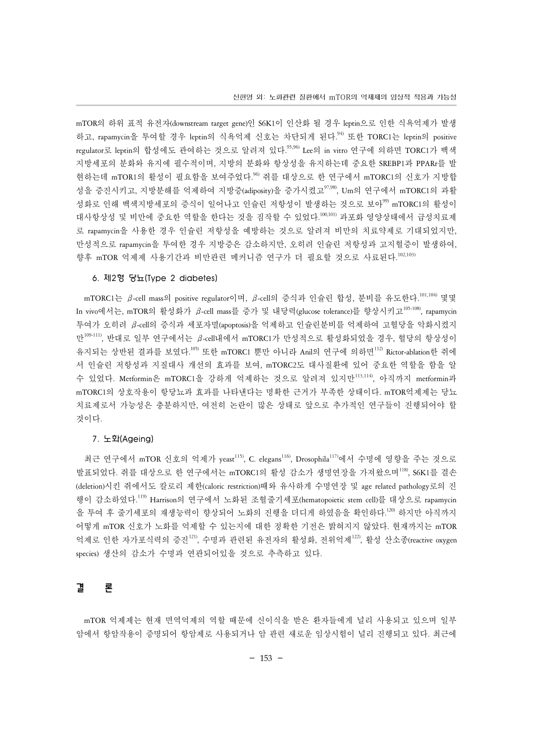mTOR의 하위 표적 유전자(downstream target gene)인 S6K1이 인산화 될 경우 leptin으로 인한 식욕억제가 발생하고, rapamycin을 투여할 경우 leptin의 식욕억제 신호는 차단되게 된다.[94] 또한 TORC1는 leptin의 positive regulator로 leptin의 합성에도 관여하는 것으로 알려져 있다.[95,96] Lee의 in vitro 연구에 의하면 TORC1가 백색지방세포의 분화와 유지에 필수적이며, 지방의 분화와 항상성을 유지하는데 중요한 SREBP1과 PPARr를 발현하는데 mTOR1의 활성이 필요함을 보여주었다.[96] 쥐를 대상으로 한 연구에서 mTORC1의 신호가 지방합성을 증진시키고, 지방분해를 억제하여 지방증(adiposity)을 증가시켰고[97,98], Um의 연구에서 mTORC1의 과활성화로 인해 백색지방세포의 증식이 일어나고 인슐린 저항성이 발생하는 것으로 보아[99] mTORC1의 활성이 대사항상성 및 비만에 중요한 역할을 한다는 것을 짐작할 수 있었다.[100,101] 과포화 영양상태에서 급성치료제로 rapamycin을 사용한 경우 인슐린 저항성을 예방하는 것으로 알려져 비만의 치료약제로 기대되었지만, 만성적으로 rapamycin을 투여한 경우 지방증은 감소하지만, 오히려 인슐린 저항성과 고지혈증이 발생하여, 향후 mTOR 억제제 사용기간과 비만관련 메커니즘 연구가 더 필요할 것으로 사료된다.[102,103)]

### 6. 제2형 당뇨(Type 2 diabetes)

mTORC1는 $\beta$-cell mass의 positive regulator이며, $\beta$-cell의 증식과 인슐린 합성, 분비를 유도한다.[101,104] 몇몇 In vivo에서는, mTOR의 활성화가 $\beta$-cell mass를 증가 및 내당력(glucose tolerance)를 향상시키고[105-108], rapamycin 투여가 오히려 $\beta$-cell의 증식과 세포자멸(apoptosis)을 억제하고 인슐린분비를 억제하여 고혈당을 악화시켰지만[109-111], 반대로 일부 연구에서는 $\beta$-cell내에서 mTORC1가 만성적으로 활성화되었을 경우, 혈당의 항상성이 유지되는 상반된 결과를 보였다.[105] 또한 mTORC1 뿐만 아니라 Anil의 연구에 의하면[112] Rictor-ablation한 쥐에서 인슐린 저항성과 지질대사 개선의 효과를 보여, mTORC2도 대사질환에 있어 중요한 역할을 함을 알 수 있었다. Metformin은 mTORC1을 강하게 억제하는 것으로 알려져 있지만[113,114], 아직까지 metformin과 mTORC1의 상호작용이 항당뇨과 효과를 나타낸다는 명확한 근거가 부족한 상태이다. mTOR억제제는 당뇨 치료제로서 가능성은 충분하지만, 여전히 논란이 많은 상태로 앞으로 추가적인 연구들이 진행되어야 할 것이다.

### 7. 노화(Ageing)

최근 연구에서 mTOR 신호의 억제가 yeast[115], C. elegans[116], Drosophila[117]에서 수명에 영향을 주는 것으로 발표되었다. 쥐를 대상으로 한 연구에서는 mTORC1의 활성 감소가 생명연장을 가져왔으며[118], S6K1를 결손(deletion)시킨 쥐에서도 칼로리 제한(caloric restriction)때와 유사하게 수명연장 및 age related pathology로의 진행이 감소하였다.[119] Harrison의 연구에서 노화된 조혈줄기세포(hematopoietic stem cell)를 대상으로 rapamycin을 투여 후 줄기세포의 재생능력이 향상되어 노화의 진행을 더디게 하였음을 확인하다.[120] 하지만 아직까지 어떻게 mTOR 신호가 노화를 억제할 수 있는지에 대한 정확한 기전은 밝혀지지 않았다. 현재까지는 mTOR 억제로 인한 자가포식력의 증진[121], 수명과 관련된 유전자의 활성화, 전위억제[122], 활성 산소종(reactive oxygen species) 생산의 감소가 수명과 연관되어있을 것으로 추측하고 있다.

## 결　　론

mTOR 억제제는 현재 면역억제의 역할 때문에 신이식을 받은 환자들에게 널리 사용되고 있으며 일부 암에서 항암작용이 증명되어 항암제로 사용되거나 암 관련 새로운 임상시험이 널리 진행되고 있다. 최근에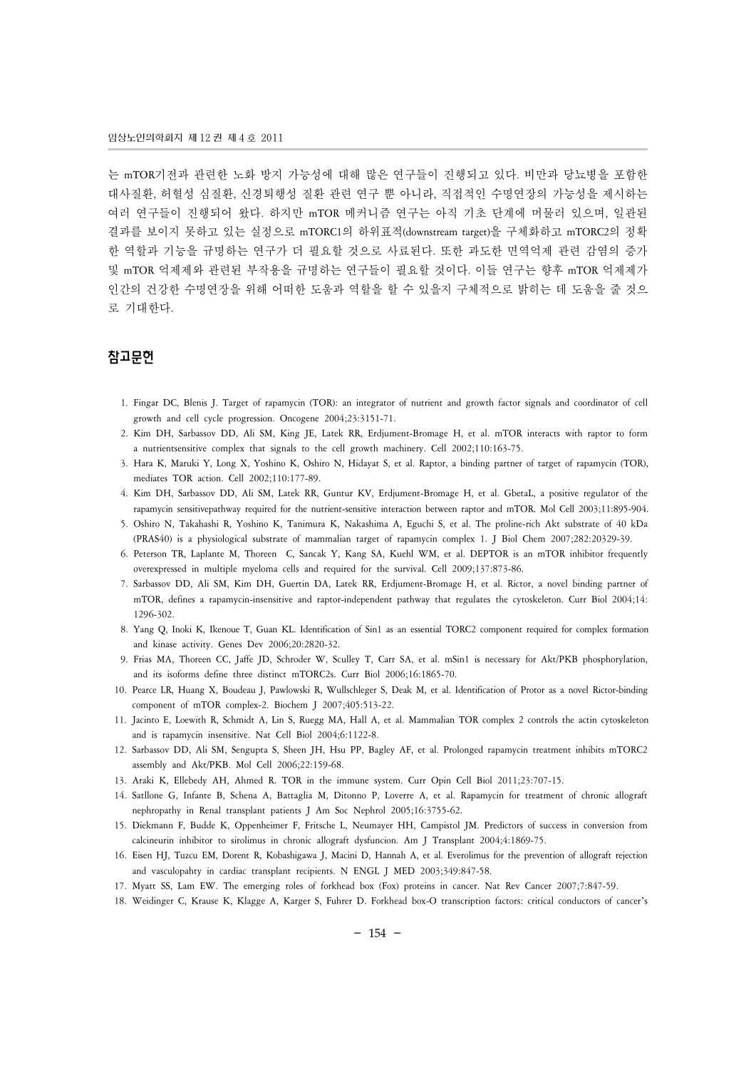는 mTOR기전과 관련한 노화 방지 가능성에 대해 많은 연구들이 진행되고 있다. 비만과 당뇨병을 포함한 대사질환, 허혈성 심질환, 신경퇴행성 질환 관련 연구 뿐 아니라, 직접적인 수명연장의 가능성을 제시하는 여러 연구들이 진행되어 왔다. 하지만 mTOR 메커니즘 연구는 아직 기초 단계에 머물러 있으며, 일관된 결과를 보이지 못하고 있는 실정으로 mTORC1의 하위표적(downstream target)을 구체화하고 mTORC2의 정확한 역할과 기능을 규명하는 연구가 더 필요할 것으로 사료된다. 또한 과도한 면역억제 관련 감염의 증가 및 mTOR 억제제와 관련된 부작용을 규명하는 연구들이 필요할 것이다. 이들 연구는 향후 mTOR 억제제가 인간의 건강한 수명연장을 위해 어떠한 도움과 역할을 할 수 있을지 구체적으로 밝히는 데 도움을 줄 것으로 기대한다.

## 참고문헌

1. Fingar DC, Blenis J. Target of rapamycin (TOR): an integrator of nutrient and growth factor signals and coordinator of cell growth and cell cycle progression. Oncogene 2004;23:3151-71.
2. Kim DH, Sarbassov DD, Ali SM, King JE, Latek RR, Erdjument-Bromage H, et al. mTOR interacts with raptor to form a nutrientsensitive complex that signals to the cell growth machinery. Cell 2002;110:163-75.
3. Hara K, Maruki Y, Long X, Yoshino K, Oshiro N, Hidayat S, et al. Raptor, a binding partner of target of rapamycin (TOR), mediates TOR action. Cell 2002;110:177-89.
4. Kim DH, Sarbassov DD, Ali SM, Latek RR, Guntur KV, Erdjument-Bromage H, et al. GbetaL, a positive regulator of the rapamycin sensitivepathway required for the nutrient-sensitive interaction between raptor and mTOR. Mol Cell 2003;11:895-904.
5. Oshiro N, Takahashi R, Yoshino K, Tanimura K, Nakashima A, Eguchi S, et al. The proline-rich Akt substrate of 40 kDa (PRAS40) is a physiological substrate of mammalian target of rapamycin complex 1. J Biol Chem 2007;282:20329-39.
6. Peterson TR, Laplante M, Thoreen C, Sancak Y, Kang SA, Kuehl WM, et al. DEPTOR is an mTOR inhibitor frequently overexpressed in multiple myeloma cells and required for the survival. Cell 2009;137:873-86.
7. Sarbassov DD, Ali SM, Kim DH, Guertin DA, Latek RR, Erdjument-Bromage H, et al. Rictor, a novel binding partner of mTOR, defines a rapamycin-insensitive and raptor-independent pathway that regulates the cytoskeleton. Curr Biol 2004;14:1296-302.
8. Yang Q, Inoki K, Ikenoue T, Guan KL. Identification of Sin1 as an essential TORC2 component required for complex formation and kinase activity. Genes Dev 2006;20:2820-32.
9. Frias MA, Thoreen CC, Jaffe JD, Schroder W, Sculley T, Carr SA, et al. mSin1 is necessary for Akt/PKB phosphorylation, and its isoforms define three distinct mTORC2s. Curr Biol 2006;16:1865-70.
10. Pearce LR, Huang X, Boudeau J, Pawlowski R, Wullschleger S, Deak M, et al. Identification of Protor as a novel Rictor-binding component of mTOR complex-2. Biochem J 2007;405:513-22.
11. Jacinto E, Loewith R, Schmidt A, Lin S, Ruegg MA, Hall A, et al. Mammalian TOR complex 2 controls the actin cytoskeleton and is rapamycin insensitive. Nat Cell Biol 2004;6:1122-8.
12. Sarbassov DD, Ali SM, Sengupta S, Sheen JH, Hsu PP, Bagley AF, et al. Prolonged rapamycin treatment inhibits mTORC2 assembly and Akt/PKB. Mol Cell 2006;22:159-68.
13. Araki K, Ellebedy AH, Ahmed R. TOR in the immune system. Curr Opin Cell Biol 2011;23:707-15.
14. Satllone G, Infante B, Schena A, Battaglia M, Ditonno P, Loverre A, et al. Rapamycin for treatment of chronic allograft nephropathy in Renal transplant patients J Am Soc Nephrol 2005;16:3755-62.
15. Diekmann F, Budde K, Oppenheimer F, Fritsche L, Neumayer HH, Campistol JM. Predictors of success in conversion from calcineurin inhibitor to sirolimus in chronic allograft dysfuncion. Am J Transplant 2004;4:1869-75.
16. Eisen HJ, Tuzcu EM, Dorent R, Kobashigawa J, Macini D, Hannah A, et al. Everolimus for the prevention of allograft rejection and vasculopahty in cardiac transplant recipients. N ENGL J MED 2003;349:847-58.
17. Myatt SS, Lam EW. The emerging roles of forkhead box (Fox) proteins in cancer. Nat Rev Cancer 2007;7:847-59.
18. Weidinger C, Krause K, Klagge A, Karger S, Fuhrer D. Forkhead box-O transcription factors: critical conductors of cancer's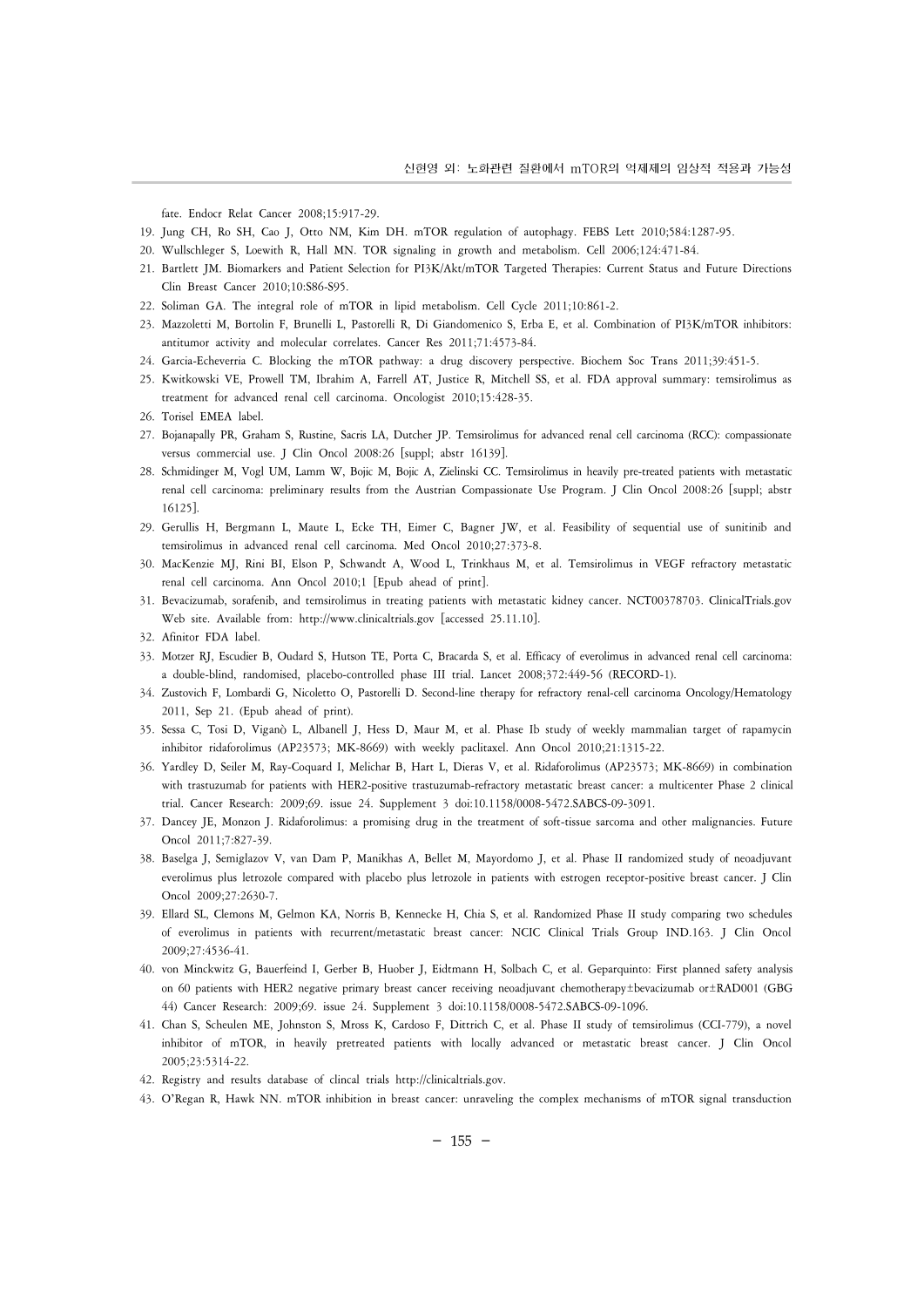fate. Endocr Relat Cancer 2008;15:917-29.

19. Jung CH, Ro SH, Cao J, Otto NM, Kim DH. mTOR regulation of autophagy. FEBS Lett 2010;584:1287-95.
20. Wullschleger S, Loewith R, Hall MN. TOR signaling in growth and metabolism. Cell 2006;124:471-84.
21. Bartlett JM. Biomarkers and Patient Selection for PI3K/Akt/mTOR Targeted Therapies: Current Status and Future Directions Clin Breast Cancer 2010;10:S86-S95.
22. Soliman GA. The integral role of mTOR in lipid metabolism. Cell Cycle 2011;10:861-2.
23. Mazzoletti M, Bortolin F, Brunelli L, Pastorelli R, Di Giandomenico S, Erba E, et al. Combination of PI3K/mTOR inhibitors: antitumor activity and molecular correlates. Cancer Res 2011;71:4573-84.
24. Garcia-Echeverria C. Blocking the mTOR pathway: a drug discovery perspective. Biochem Soc Trans 2011;39:451-5.
25. Kwitkowski VE, Prowell TM, Ibrahim A, Farrell AT, Justice R, Mitchell SS, et al. FDA approval summary: temsirolimus as treatment for advanced renal cell carcinoma. Oncologist 2010;15:428-35.
26. Torisel EMEA label.
27. Bojanapally PR, Graham S, Rustine, Sacris LA, Dutcher JP. Temsirolimus for advanced renal cell carcinoma (RCC): compassionate versus commercial use. J Clin Oncol 2008:26 [suppl; abstr 16139].
28. Schmidinger M, Vogl UM, Lamm W, Bojic M, Bojic A, Zielinski CC. Temsirolimus in heavily pre-treated patients with metastatic renal cell carcinoma: preliminary results from the Austrian Compassionate Use Program. J Clin Oncol 2008:26 [suppl; abstr 16125].
29. Gerullis H, Bergmann L, Maute L, Ecke TH, Eimer C, Bagner JW, et al. Feasibility of sequential use of sunitinib and temsirolimus in advanced renal cell carcinoma. Med Oncol 2010;27:373-8.
30. MacKenzie MJ, Rini BI, Elson P, Schwandt A, Wood L, Trinkhaus M, et al. Temsirolimus in VEGF refractory metastatic renal cell carcinoma. Ann Oncol 2010;1 [Epub ahead of print].
31. Bevacizumab, sorafenib, and temsirolimus in treating patients with metastatic kidney cancer. NCT00378703. ClinicalTrials.gov Web site. Available from: http://www.clinicaltrials.gov [accessed 25.11.10].
32. Afinitor FDA label.
33. Motzer RJ, Escudier B, Oudard S, Hutson TE, Porta C, Bracarda S, et al. Efficacy of everolimus in advanced renal cell carcinoma: a double-blind, randomised, placebo-controlled phase III trial. Lancet 2008;372:449-56 (RECORD-1).
34. Zustovich F, Lombardi G, Nicoletto O, Pastorelli D. Second-line therapy for refractory renal-cell carcinoma Oncology/Hematology 2011, Sep 21. (Epub ahead of print).
35. Sessa C, Tosi D, Viganò L, Albanell J, Hess D, Maur M, et al. Phase Ib study of weekly mammalian target of rapamycin inhibitor ridaforolimus (AP23573; MK-8669) with weekly paclitaxel. Ann Oncol 2010;21:1315-22.
36. Yardley D, Seiler M, Ray-Coquard I, Melichar B, Hart L, Dieras V, et al. Ridaforolimus (AP23573; MK-8669) in combination with trastuzumab for patients with HER2-positive trastuzumab-refractory metastatic breast cancer: a multicenter Phase 2 clinical trial. Cancer Research: 2009;69. issue 24. Supplement 3 doi:10.1158/0008-5472.SABCS-09-3091.
37. Dancey JE, Monzon J. Ridaforolimus: a promising drug in the treatment of soft-tissue sarcoma and other malignancies. Future Oncol 2011;7:827-39.
38. Baselga J, Semiglazov V, van Dam P, Manikhas A, Bellet M, Mayordomo J, et al. Phase II randomized study of neoadjuvant everolimus plus letrozole compared with placebo plus letrozole in patients with estrogen receptor-positive breast cancer. J Clin Oncol 2009;27:2630-7.
39. Ellard SL, Clemons M, Gelmon KA, Norris B, Kennecke H, Chia S, et al. Randomized Phase II study comparing two schedules of everolimus in patients with recurrent/metastatic breast cancer: NCIC Clinical Trials Group IND.163. J Clin Oncol 2009;27:4536-41.
40. von Minckwitz G, Bauerfeind I, Gerber B, Huober J, Eidtmann H, Solbach C, et al. Geparquinto: First planned safety analysis on 60 patients with HER2 negative primary breast cancer receiving neoadjuvant chemotherapy±bevacizumab or±RAD001 (GBG 44) Cancer Research: 2009;69. issue 24. Supplement 3 doi:10.1158/0008-5472.SABCS-09-1096.
41. Chan S, Scheulen ME, Johnston S, Mross K, Cardoso F, Dittrich C, et al. Phase II study of temsirolimus (CCI-779), a novel inhibitor of mTOR, in heavily pretreated patients with locally advanced or metastatic breast cancer. J Clin Oncol 2005;23:5314-22.
42. Registry and results database of clincal trials http://clinicaltrials.gov.
43. O'Regan R, Hawk NN. mTOR inhibition in breast cancer: unraveling the complex mechanisms of mTOR signal transduction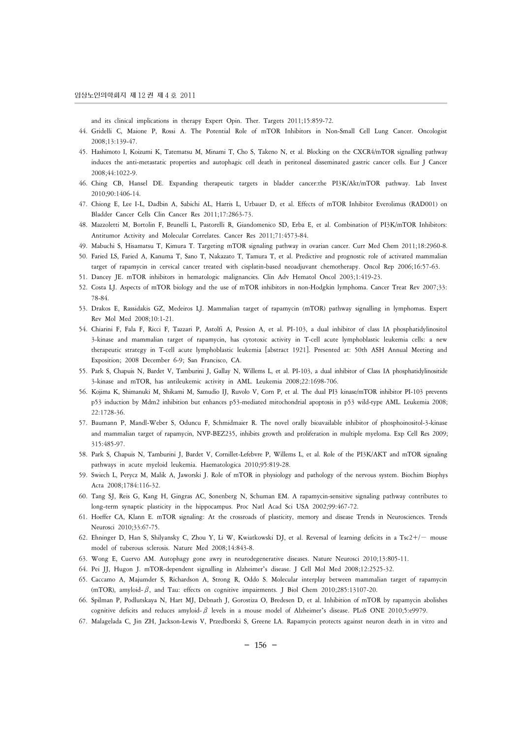and its clinical implications in therapy Expert Opin. Ther. Targets 2011;15:859-72.

44. Gridelli C, Maione P, Rossi A. The Potential Role of mTOR Inhibitors in Non-Small Cell Lung Cancer. Oncologist 2008;13:139-47.
45. Hashimoto I, Koizumi K, Tatematsu M, Minami T, Cho S, Takeno N, et al. Blocking on the CXCR4/mTOR signalling pathway induces the anti-metastatic properties and autophagic cell death in peritoneal disseminated gastric cancer cells. Eur J Cancer 2008;44:1022-9.
46. Ching CB, Hansel DE. Expanding therapeutic targets in bladder cancer:the PI3K/Akt/mTOR pathway. Lab Invest 2010;90:1406-14.
47. Chiong E, Lee I-L, Dadbin A, Sabichi AL, Harris L, Urbauer D, et al. Effects of mTOR Inhibitor Everolimus (RAD001) on Bladder Cancer Cells Clin Cancer Res 2011;17:2863-73.
48. Mazzoletti M, Bortolin F, Brunelli L, Pastorelli R, Giandomenico SD, Erba E, et al. Combination of PI3K/mTOR Inhibitors: Antitumor Activity and Molecular Correlates. Cancer Res 2011;71:4573-84.
49. Mabuchi S, Hisamatsu T, Kimura T. Targeting mTOR signaling pathway in ovarian cancer. Curr Med Chem 2011;18:2960-8.
50. Faried LS, Faried A, Kanuma T, Sano T, Nakazato T, Tamura T, et al. Predictive and prognostic role of activated mammalian target of rapamycin in cervical cancer treated with cisplatin-based neoadjuvant chemotherapy. Oncol Rep 2006;16:57-63.
51. Dancey JE. mTOR inhibitors in hematologic malignancies. Clin Adv Hematol Oncol 2003;1:419-23.
52. Costa LJ. Aspects of mTOR biology and the use of mTOR inhibitors in non-Hodgkin lymphoma. Cancer Treat Rev 2007;33:78-84.
53. Drakos E, Rassidakis GZ, Medeiros LJ. Mammalian target of rapamycin (mTOR) pathway signalling in lymphomas. Expert Rev Mol Med 2008;10:1-21.
54. Chiarini F, Fala F, Ricci F, Tazzari P, Astolfi A, Pession A, et al. PI-103, a dual inhibitor of class IA phosphatidylinositol 3-kinase and mammalian target of rapamycin, has cytotoxic activity in T-cell acute lymphoblastic leukemia cells: a new therapeutic strategy in T-cell acute lymphoblastic leukemia [abstract 1921]. Presented at: 50th ASH Annual Meeting and Exposition; 2008 December 6-9; San Francisco, CA.
55. Park S, Chapuis N, Bardet V, Tamburini J, Gallay N, Willems L, et al. PI-103, a dual inhibitor of Class IA phosphatidylinositide 3-kinase and mTOR, has antileukemic activity in AML. Leukemia 2008;22:1698-706.
56. Kojima K, Shimanuki M, Shikami M, Samudio IJ, Ruvolo V, Corn P, et al. The dual PI3 kinase/mTOR inhibitor PI-103 prevents p53 induction by Mdm2 inhibition but enhances p53-mediated mitochondrial apoptosis in p53 wild-type AML. Leukemia 2008; 22:1728-36.
57. Baumann P, Mandl-Weber S, Oduncu F, Schmidmaier R. The novel orally bioavailable inhibitor of phosphoinositol-3-kinase and mammalian target of rapamycin, NVP-BEZ235, inhibits growth and proliferation in multiple myeloma. Exp Cell Res 2009; 315:485-97.
58. Park S, Chapuis N, Tamburini J, Bardet V, Cornillet-Lefebvre P, Willems L, et al. Role of the PI3K/AKT and mTOR signaling pathways in acute myeloid leukemia. Haematologica 2010;95:819-28.
59. Swiech L, Perycz M, Malik A, Jaworski J. Role of mTOR in physiology and pathology of the nervous system. Biochim Biophys Acta 2008;1784:116-32.
60. Tang SJ, Reis G, Kang H, Gingras AC, Sonenberg N, Schuman EM. A rapamycin-sensitive signaling pathway contributes to long-term synaptic plasticity in the hippocampus. Proc Natl Acad Sci USA 2002;99:467-72.
61. Hoeffer CA, Klann E. mTOR signaling: At the crossroads of plasticity, memory and disease Trends in Neurosciences. Trends Neurosci 2010;33:67-75.
62. Ehninger D, Han S, Shilyansky C, Zhou Y, Li W, Kwiatkowski DJ, et al. Reversal of learning deficits in a Tsc2+/− mouse model of tuberous sclerosis. Nature Med 2008;14:843-8.
63. Wong E, Cuervo AM. Autophagy gone awry in neurodegenerative diseases. Nature Neurosci 2010;13:805-11.
64. Pei JJ, Hugon J. mTOR-dependent signalling in Alzheimer's disease. J Cell Mol Med 2008;12:2525-32.
65. Caccamo A, Majumder S, Richardson A, Strong R, Oddo S. Molecular interplay between mammalian target of rapamycin (mTOR), amyloid-$\beta$, and Tau: effects on cognitive impairments. J Biol Chem 2010;285:13107-20.
66. Spilman P, Podlutskaya N, Hart MJ, Debnath J, Gorostiza O, Bredesen D, et al. Inhibition of mTOR by rapamycin abolishes cognitive deficits and reduces amyloid-$\beta$ levels in a mouse model of Alzheimer's disease. PLoS ONE 2010;5:e9979.
67. Malagelada C, Jin ZH, Jackson-Lewis V, Przedborski S, Greene LA. Rapamycin protects against neuron death in in vitro and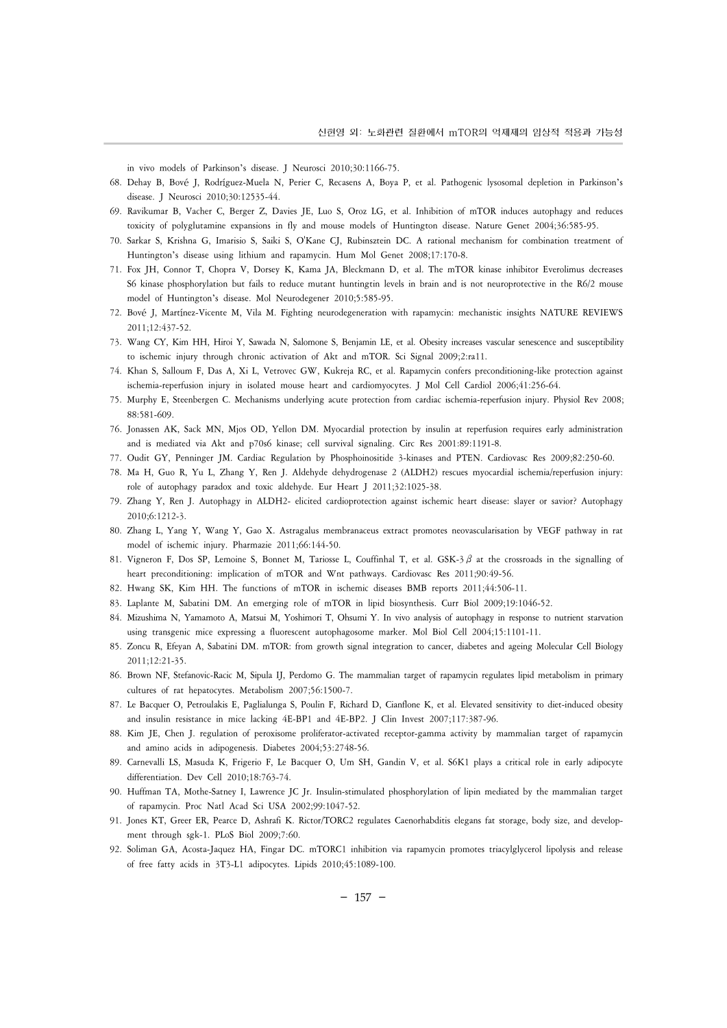in vivo models of Parkinson's disease. J Neurosci 2010;30:1166-75.

68. Dehay B, Bové J, Rodríguez-Muela N, Perier C, Recasens A, Boya P, et al. Pathogenic lysosomal depletion in Parkinson's disease. J Neurosci 2010;30:12535-44.
69. Ravikumar B, Vacher C, Berger Z, Davies JE, Luo S, Oroz LG, et al. Inhibition of mTOR induces autophagy and reduces toxicity of polyglutamine expansions in fly and mouse models of Huntington disease. Nature Genet 2004;36:585-95.
70. Sarkar S, Krishna G, Imarisio S, Saiki S, O'Kane CJ, Rubinsztein DC. A rational mechanism for combination treatment of Huntington's disease using lithium and rapamycin. Hum Mol Genet 2008;17:170-8.
71. Fox JH, Connor T, Chopra V, Dorsey K, Kama JA, Bleckmann D, et al. The mTOR kinase inhibitor Everolimus decreases S6 kinase phosphorylation but fails to reduce mutant huntingtin levels in brain and is not neuroprotective in the R6/2 mouse model of Huntington's disease. Mol Neurodegener 2010;5:585-95.
72. Bové J, Martínez-Vicente M, Vila M. Fighting neurodegeneration with rapamycin: mechanistic insights NATURE REVIEWS 2011;12:437-52.
73. Wang CY, Kim HH, Hiroi Y, Sawada N, Salomone S, Benjamin LE, et al. Obesity increases vascular senescence and susceptibility to ischemic injury through chronic activation of Akt and mTOR. Sci Signal 2009;2:ra11.
74. Khan S, Salloum F, Das A, Xi L, Vetrovec GW, Kukreja RC, et al. Rapamycin confers preconditioning-like protection against ischemia-reperfusion injury in isolated mouse heart and cardiomyocytes. J Mol Cell Cardiol 2006;41:256-64.
75. Murphy E, Steenbergen C. Mechanisms underlying acute protection from cardiac ischemia-reperfusion injury. Physiol Rev 2008; 88:581-609.
76. Jonassen AK, Sack MN, Mjos OD, Yellon DM. Myocardial protection by insulin at reperfusion requires early administration and is mediated via Akt and p70s6 kinase; cell survival signaling. Circ Res 2001:89:1191-8.
77. Oudit GY, Penninger JM. Cardiac Regulation by Phosphoinositide 3-kinases and PTEN. Cardiovasc Res 2009;82:250-60.
78. Ma H, Guo R, Yu L, Zhang Y, Ren J. Aldehyde dehydrogenase 2 (ALDH2) rescues myocardial ischemia/reperfusion injury: role of autophagy paradox and toxic aldehyde. Eur Heart J 2011;32:1025-38.
79. Zhang Y, Ren J. Autophagy in ALDH2- elicited cardioprotection against ischemic heart disease: slayer or savior? Autophagy 2010;6:1212-3.
80. Zhang L, Yang Y, Wang Y, Gao X. Astragalus membranaceus extract promotes neovascularisation by VEGF pathway in rat model of ischemic injury. Pharmazie 2011;66:144-50.
81. Vigneron F, Dos SP, Lemoine S, Bonnet M, Tariosse L, Couffinhal T, et al. GSK-3$\beta$ at the crossroads in the signalling of heart preconditioning: implication of mTOR and Wnt pathways. Cardiovasc Res 2011;90:49-56.
82. Hwang SK, Kim HH. The functions of mTOR in ischemic diseases BMB reports 2011;44:506-11.
83. Laplante M, Sabatini DM. An emerging role of mTOR in lipid biosynthesis. Curr Biol 2009;19:1046-52.
84. Mizushima N, Yamamoto A, Matsui M, Yoshimori T, Ohsumi Y. In vivo analysis of autophagy in response to nutrient starvation using transgenic mice expressing a fluorescent autophagosome marker. Mol Biol Cell 2004;15:1101-11.
85. Zoncu R, Efeyan A, Sabatini DM. mTOR: from growth signal integration to cancer, diabetes and ageing Molecular Cell Biology 2011;12:21-35.
86. Brown NF, Stefanovic-Racic M, Sipula IJ, Perdomo G. The mammalian target of rapamycin regulates lipid metabolism in primary cultures of rat hepatocytes. Metabolism 2007;56:1500-7.
87. Le Bacquer O, Petroulakis E, Paglialunga S, Poulin F, Richard D, Cianflone K, et al. Elevated sensitivity to diet-induced obesity and insulin resistance in mice lacking 4E-BP1 and 4E-BP2. J Clin Invest 2007;117:387-96.
88. Kim JE, Chen J. regulation of peroxisome proliferator-activated receptor-gamma activity by mammalian target of rapamycin and amino acids in adipogenesis. Diabetes 2004;53:2748-56.
89. Carnevalli LS, Masuda K, Frigerio F, Le Bacquer O, Um SH, Gandin V, et al. S6K1 plays a critical role in early adipocyte differentiation. Dev Cell 2010;18:763-74.
90. Huffman TA, Mothe-Satney I, Lawrence JC Jr. Insulin-stimulated phosphorylation of lipin mediated by the mammalian target of rapamycin. Proc Natl Acad Sci USA 2002;99:1047-52.
91. Jones KT, Greer ER, Pearce D, Ashrafi K. Rictor/TORC2 regulates Caenorhabditis elegans fat storage, body size, and development through sgk-1. PLoS Biol 2009;7:60.
92. Soliman GA, Acosta-Jaquez HA, Fingar DC. mTORC1 inhibition via rapamycin promotes triacylglycerol lipolysis and release of free fatty acids in 3T3-L1 adipocytes. Lipids 2010;45:1089-100.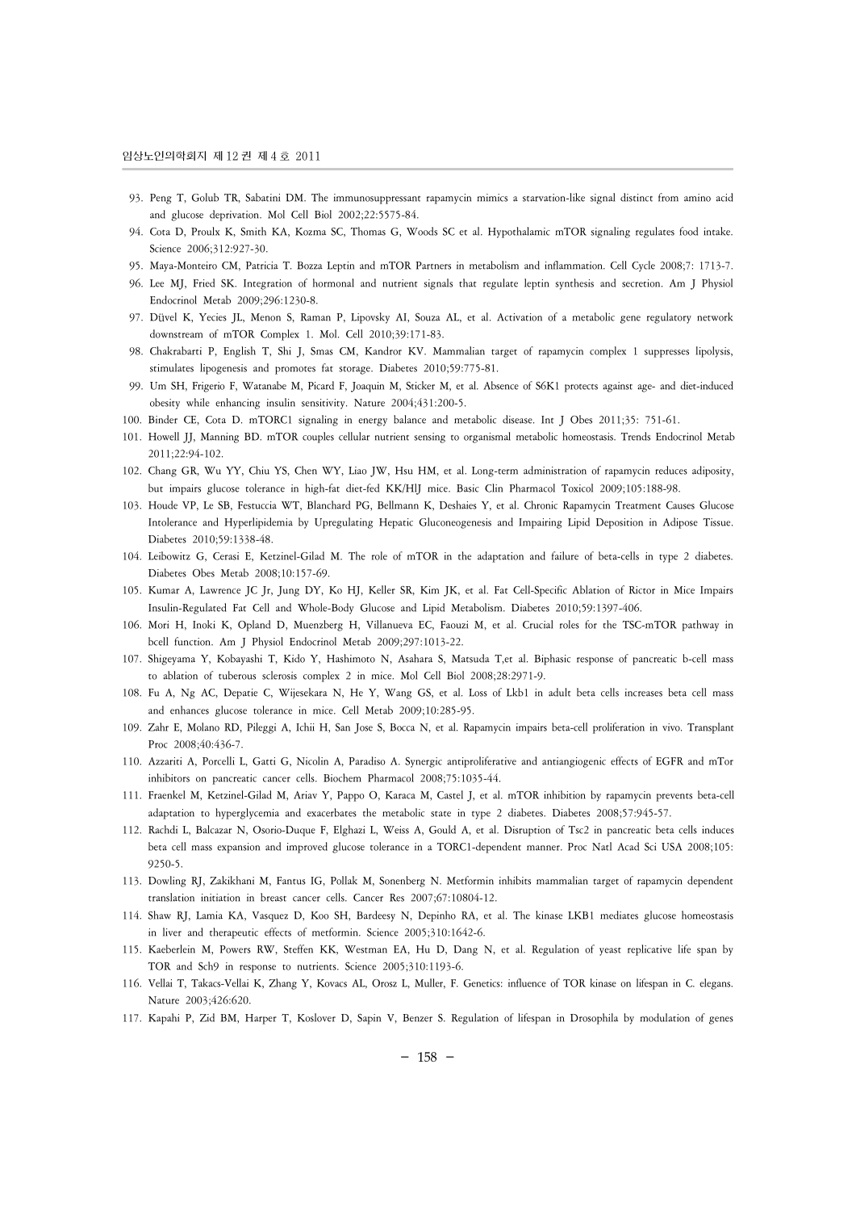93. Peng T, Golub TR, Sabatini DM. The immunosuppressant rapamycin mimics a starvation-like signal distinct from amino acid and glucose deprivation. Mol Cell Biol 2002;22:5575-84.
94. Cota D, Proulx K, Smith KA, Kozma SC, Thomas G, Woods SC et al. Hypothalamic mTOR signaling regulates food intake. Science 2006;312:927-30.
95. Maya-Monteiro CM, Patricia T. Bozza Leptin and mTOR Partners in metabolism and inflammation. Cell Cycle 2008;7: 1713-7.
96. Lee MJ, Fried SK. Integration of hormonal and nutrient signals that regulate leptin synthesis and secretion. Am J Physiol Endocrinol Metab 2009;296:1230-8.
97. Düvel K, Yecies JL, Menon S, Raman P, Lipovsky AI, Souza AL, et al. Activation of a metabolic gene regulatory network downstream of mTOR Complex 1. Mol. Cell 2010;39:171-83.
98. Chakrabarti P, English T, Shi J, Smas CM, Kandror KV. Mammalian target of rapamycin complex 1 suppresses lipolysis, stimulates lipogenesis and promotes fat storage. Diabetes 2010;59:775-81.
99. Um SH, Frigerio F, Watanabe M, Picard F, Joaquin M, Sticker M, et al. Absence of S6K1 protects against age- and diet-induced obesity while enhancing insulin sensitivity. Nature 2004;431:200-5.
100. Binder CE, Cota D. mTORC1 signaling in energy balance and metabolic disease. Int J Obes 2011;35: 751-61.
101. Howell JJ, Manning BD. mTOR couples cellular nutrient sensing to organismal metabolic homeostasis. Trends Endocrinol Metab 2011;22:94-102.
102. Chang GR, Wu YY, Chiu YS, Chen WY, Liao JW, Hsu HM, et al. Long-term administration of rapamycin reduces adiposity, but impairs glucose tolerance in high-fat diet-fed KK/HlJ mice. Basic Clin Pharmacol Toxicol 2009;105:188-98.
103. Houde VP, Le SB, Festuccia WT, Blanchard PG, Bellmann K, Deshaies Y, et al. Chronic Rapamycin Treatment Causes Glucose Intolerance and Hyperlipidemia by Upregulating Hepatic Gluconeogenesis and Impairing Lipid Deposition in Adipose Tissue. Diabetes 2010;59:1338-48.
104. Leibowitz G, Cerasi E, Ketzinel-Gilad M. The role of mTOR in the adaptation and failure of beta-cells in type 2 diabetes. Diabetes Obes Metab 2008;10:157-69.
105. Kumar A, Lawrence JC Jr, Jung DY, Ko HJ, Keller SR, Kim JK, et al. Fat Cell-Specific Ablation of Rictor in Mice Impairs Insulin-Regulated Fat Cell and Whole-Body Glucose and Lipid Metabolism. Diabetes 2010;59:1397-406.
106. Mori H, Inoki K, Opland D, Muenzberg H, Villanueva EC, Faouzi M, et al. Crucial roles for the TSC-mTOR pathway in bcell function. Am J Physiol Endocrinol Metab 2009;297:1013-22.
107. Shigeyama Y, Kobayashi T, Kido Y, Hashimoto N, Asahara S, Matsuda T,et al. Biphasic response of pancreatic b-cell mass to ablation of tuberous sclerosis complex 2 in mice. Mol Cell Biol 2008;28:2971-9.
108. Fu A, Ng AC, Depatie C, Wijesekara N, He Y, Wang GS, et al. Loss of Lkb1 in adult beta cells increases beta cell mass and enhances glucose tolerance in mice. Cell Metab 2009;10:285-95.
109. Zahr E, Molano RD, Pileggi A, Ichii H, San Jose S, Bocca N, et al. Rapamycin impairs beta-cell proliferation in vivo. Transplant Proc 2008;40:436-7.
110. Azzariti A, Porcelli L, Gatti G, Nicolin A, Paradiso A. Synergic antiproliferative and antiangiogenic effects of EGFR and mTor inhibitors on pancreatic cancer cells. Biochem Pharmacol 2008;75:1035-44.
111. Fraenkel M, Ketzinel-Gilad M, Ariav Y, Pappo O, Karaca M, Castel J, et al. mTOR inhibition by rapamycin prevents beta-cell adaptation to hyperglycemia and exacerbates the metabolic state in type 2 diabetes. Diabetes 2008;57:945-57.
112. Rachdi L, Balcazar N, Osorio-Duque F, Elghazi L, Weiss A, Gould A, et al. Disruption of Tsc2 in pancreatic beta cells induces beta cell mass expansion and improved glucose tolerance in a TORC1-dependent manner. Proc Natl Acad Sci USA 2008;105: 9250-5.
113. Dowling RJ, Zakikhani M, Fantus IG, Pollak M, Sonenberg N. Metformin inhibits mammalian target of rapamycin dependent translation initiation in breast cancer cells. Cancer Res 2007;67:10804-12.
114. Shaw RJ, Lamia KA, Vasquez D, Koo SH, Bardeesy N, Depinho RA, et al. The kinase LKB1 mediates glucose homeostasis in liver and therapeutic effects of metformin. Science 2005;310:1642-6.
115. Kaeberlein M, Powers RW, Steffen KK, Westman EA, Hu D, Dang N, et al. Regulation of yeast replicative life span by TOR and Sch9 in response to nutrients. Science 2005;310:1193-6.
116. Vellai T, Takacs-Vellai K, Zhang Y, Kovacs AL, Orosz L, Muller, F. Genetics: influence of TOR kinase on lifespan in C. elegans. Nature 2003;426:620.
117. Kapahi P, Zid BM, Harper T, Koslover D, Sapin V, Benzer S. Regulation of lifespan in Drosophila by modulation of genes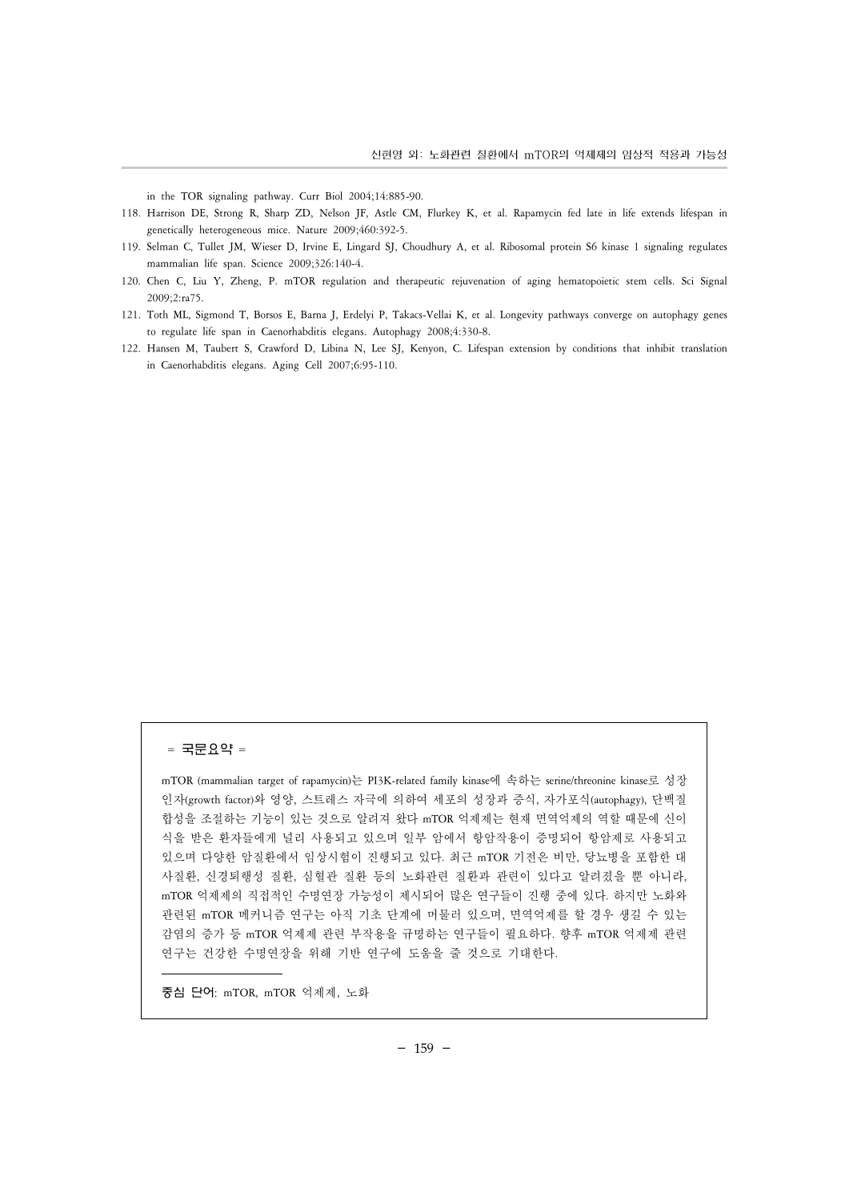in the TOR signaling pathway. Curr Biol 2004;14:885-90.

118. Harrison DE, Strong R, Sharp ZD, Nelson JF, Astle CM, Flurkey K, et al. Rapamycin fed late in life extends lifespan in genetically heterogeneous mice. Nature 2009;460:392-5.
119. Selman C, Tullet JM, Wieser D, Irvine E, Lingard SJ, Choudhury A, et al. Ribosomal protein S6 kinase 1 signaling regulates mammalian life span. Science 2009;326:140-4.
120. Chen C, Liu Y, Zheng, P. mTOR regulation and therapeutic rejuvenation of aging hematopoietic stem cells. Sci Signal 2009;2:ra75.
121. Toth ML, Sigmond T, Borsos E, Barna J, Erdelyi P, Takacs-Vellai K, et al. Longevity pathways converge on autophagy genes to regulate life span in Caenorhabditis elegans. Autophagy 2008;4:330-8.
122. Hansen M, Taubert S, Crawford D, Libina N, Lee SJ, Kenyon, C. Lifespan extension by conditions that inhibit translation in Caenorhabditis elegans. Aging Cell 2007;6:95-110.

= **국문요약** =

mTOR (mammalian target of rapamycin)는 PI3K-related family kinase에 속하는 serine/threonine kinase로 성장인자(growth factor)와 영양, 스트레스 자극에 의하여 세포의 성장과 증식, 자가포식(autophagy), 단백질 합성을 조절하는 기능이 있는 것으로 알려져 왔다 mTOR 억제제는 현재 면역억제의 역할 때문에 신이식을 받은 환자들에게 널리 사용되고 있으며 일부 암에서 항암작용이 증명되어 항암제로 사용되고 있으며 다양한 암질환에서 임상시험이 진행되고 있다. 최근 mTOR 기전은 비만, 당뇨병을 포함한 대사질환, 신경퇴행성 질환, 심혈관 질환 등의 노화관련 질환과 관련이 있다고 알려졌을 뿐 아니라, mTOR 억제제의 직접적인 수명연장 가능성이 제시되어 많은 연구들이 진행 중에 있다. 하지만 노화와 관련된 mTOR 메커니즘 연구는 아직 기초 단계에 머물러 있으며, 면역억제를 할 경우 생길 수 있는 감염의 증가 등 mTOR 억제제 관련 부작용을 규명하는 연구들이 필요하다. 향후 mTOR 억제제 관련 연구는 건강한 수명연장을 위해 기반 연구에 도움을 줄 것으로 기대한다.

**중심 단어**: mTOR, mTOR 억제제, 노화